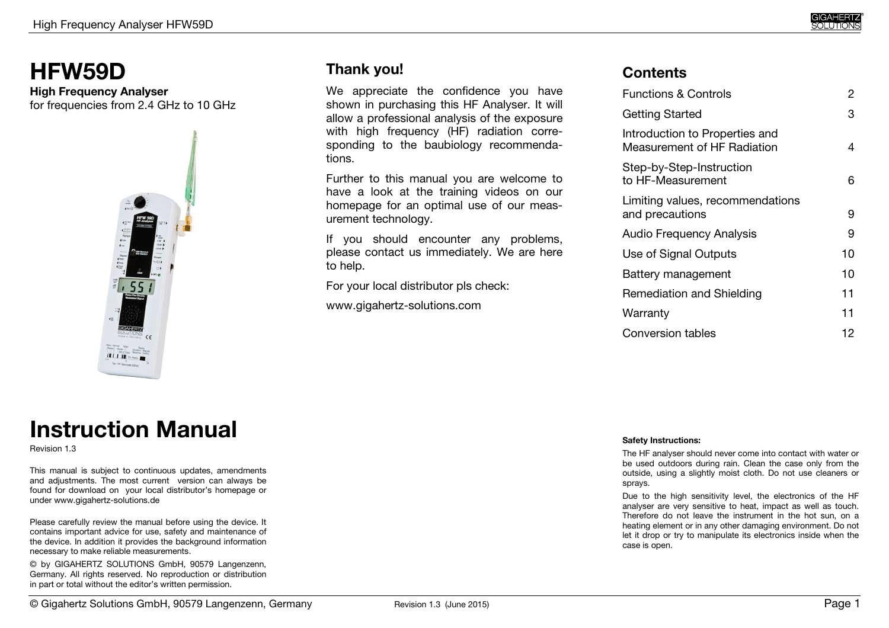# HFW59D

**High Frequency Analyser**
for frequencies from 2.4 GHz to 10 GHz

# Instruction Manual

Revision 1.3

This manual is subject to continuous updates, amendments and adjustments. The most current version can always be found for download on your local distributor's homepage or under www.gigahertz-solutions.de

Please carefully review the manual before using the device. It contains important advice for use, safety and maintenance of the device. In addition it provides the background information necessary to make reliable measurements.

© by GIGAHERTZ SOLUTIONS GmbH, 90579 Langenzenn, Germany. All rights reserved. No reproduction or distribution in part or total without the editor's written permission.

## Thank you!

We appreciate the confidence you have shown in purchasing this HF Analyser. It will allow a professional analysis of the exposure with high frequency (HF) radiation corresponding to the baubiology recommendations.

Further to this manual you are welcome to have a look at the training videos on our homepage for an optimal use of our measurement technology.

If you should encounter any problems, please contact us immediately. We are here to help.

For your local distributor pls check:

www.gigahertz-solutions.com

## Contents

| | |
|---|---|
| Functions & Controls | 2 |
| Getting Started | 3 |
| Introduction to Properties and Measurement of HF Radiation | 4 |
| Step-by-Step-Instruction to HF-Measurement | 6 |
| Limiting values, recommendations and precautions | 9 |
| Audio Frequency Analysis | 9 |
| Use of Signal Outputs | 10 |
| Battery management | 10 |
| Remediation and Shielding | 11 |
| Warranty | 11 |
| Conversion tables | 12 |

**Safety Instructions:**

The HF analyser should never come into contact with water or be used outdoors during rain. Clean the case only from the outside, using a slightly moist cloth. Do not use cleaners or sprays.

Due to the high sensitivity level, the electronics of the HF analyser are very sensitive to heat, impact as well as touch. Therefore do not leave the instrument in the hot sun, on a heating element or in any other damaging environment. Do not let it drop or try to manipulate its electronics inside when the case is open.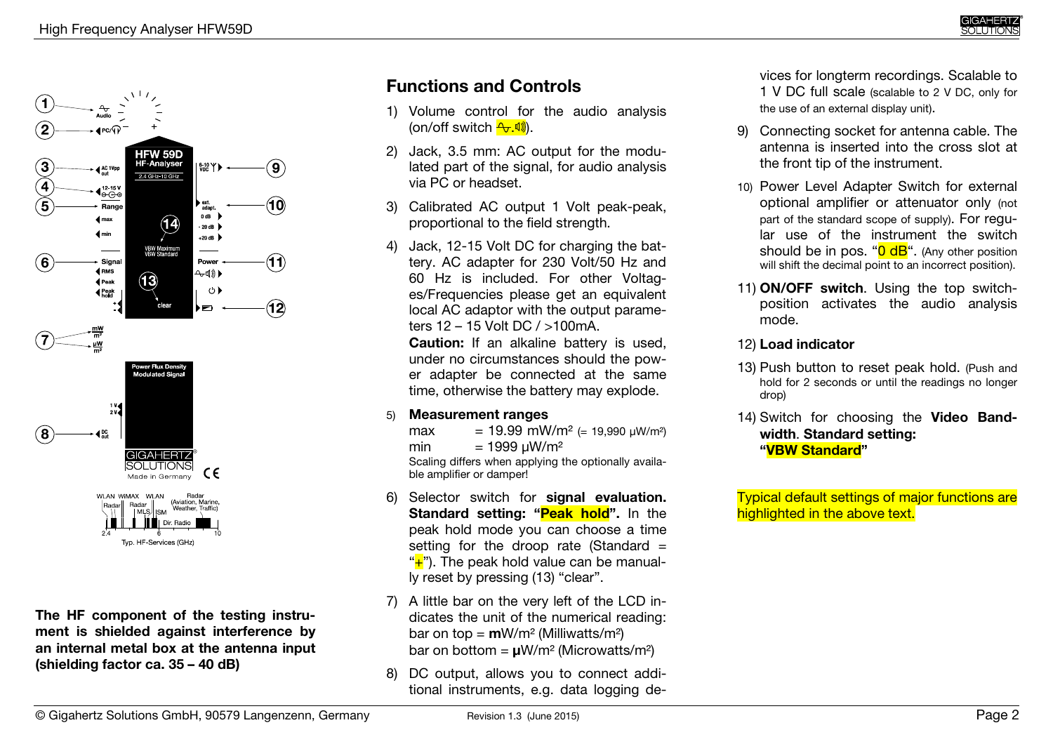The HF component of the testing instrument is shielded against interference by an internal metal box at the antenna input (shielding factor ca. 35 – 40 dB)

## Functions and Controls

1) Volume control for the audio analysis (on/off switch ).
2) Jack, 3.5 mm: AC output for the modulated part of the signal, for audio analysis via PC or headset.
3) Calibrated AC output 1 Volt peak-peak, proportional to the field strength.
4) Jack, 12-15 Volt DC for charging the battery. AC adapter for 230 Volt/50 Hz and 60 Hz is included. For other Voltages/Frequencies please get an equivalent local AC adaptor with the output parameters 12 – 15 Volt DC / >100mA.
   **Caution:** If an alkaline battery is used, under no circumstances should the power adapter be connected at the same time, otherwise the battery may explode.
5) **Measurement ranges**
   max = 19.99 mW/m² (= 19,990 µW/m²)
   min = 1999 µW/m²
   Scaling differs when applying the optionally available amplifier or damper!
6) Selector switch for **signal evaluation. Standard setting: "Peak hold".** In the peak hold mode you can choose a time setting for the droop rate (Standard = "+"). The peak hold value can be manually reset by pressing (13) "clear".
7) A little bar on the very left of the LCD indicates the unit of the numerical reading:
   bar on top = **m**W/m² (Milliwatts/m²)
   bar on bottom = **µ**W/m² (Microwatts/m²)
8) DC output, allows you to connect additional instruments, e.g. data logging devices for longterm recordings. Scalable to 1 V DC full scale (scalable to 2 V DC, only for the use of an external display unit).
9) Connecting socket for antenna cable. The antenna is inserted into the cross slot at the front tip of the instrument.
10) Power Level Adapter Switch for external optional amplifier or attenuator only (not part of the standard scope of supply). For regular use of the instrument the switch should be in pos. "0 dB". (Any other position will shift the decimal point to an incorrect position).
11) **ON/OFF switch**. Using the top switch-position activates the audio analysis mode.
12) **Load indicator**
13) Push button to reset peak hold. (Push and hold for 2 seconds or until the readings no longer drop)
14) Switch for choosing the **Video Bandwidth**. **Standard setting: "VBW Standard"**

Typical default settings of major functions are highlighted in the above text.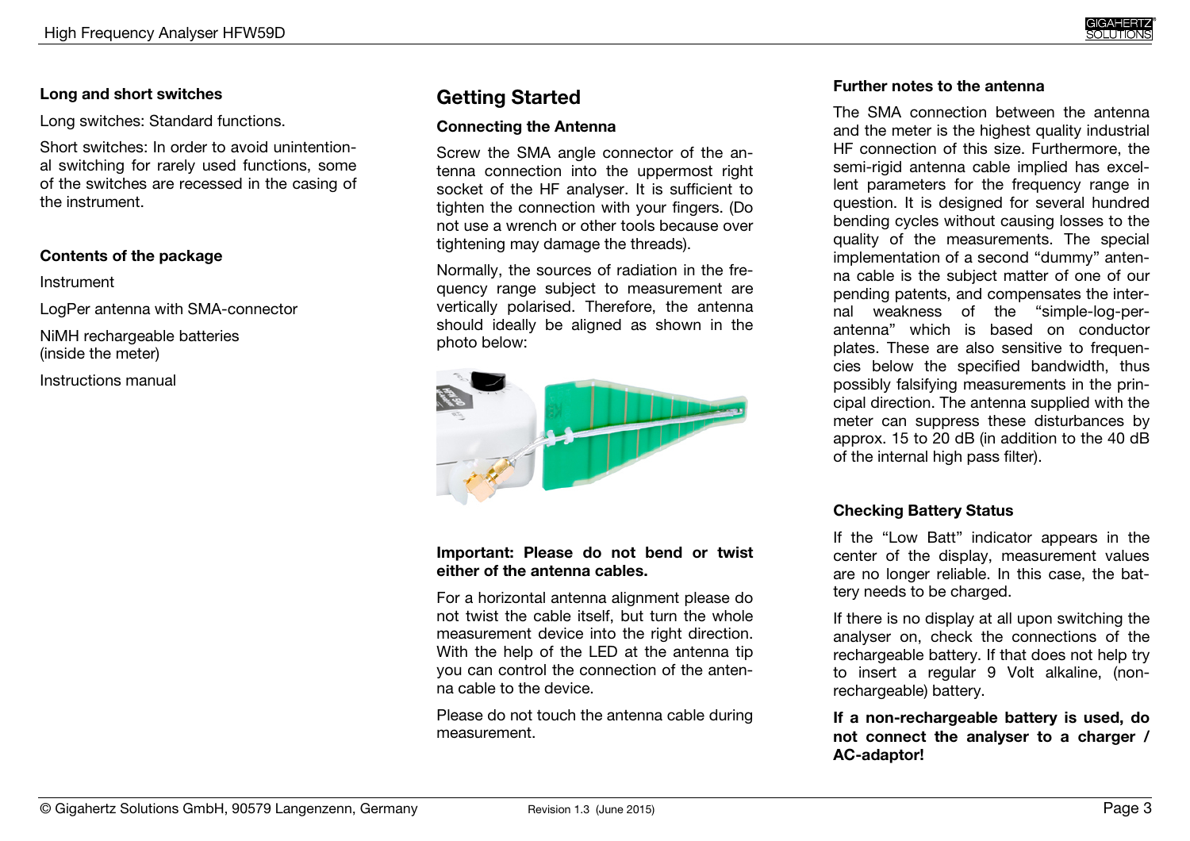**Long and short switches**

Long switches: Standard functions.

Short switches: In order to avoid unintentional switching for rarely used functions, some of the switches are recessed in the casing of the instrument.

**Contents of the package**

Instrument

LogPer antenna with SMA-connector

NiMH rechargeable batteries (inside the meter)

Instructions manual

## Getting Started

**Connecting the Antenna**

Screw the SMA angle connector of the antenna connection into the uppermost right socket of the HF analyser. It is sufficient to tighten the connection with your fingers. (Do not use a wrench or other tools because over tightening may damage the threads).

Normally, the sources of radiation in the frequency range subject to measurement are vertically polarised. Therefore, the antenna should ideally be aligned as shown in the photo below:

**Important: Please do not bend or twist either of the antenna cables.**

For a horizontal antenna alignment please do not twist the cable itself, but turn the whole measurement device into the right direction. With the help of the LED at the antenna tip you can control the connection of the antenna cable to the device.

Please do not touch the antenna cable during measurement.

**Further notes to the antenna**

The SMA connection between the antenna and the meter is the highest quality industrial HF connection of this size. Furthermore, the semi-rigid antenna cable implied has excellent parameters for the frequency range in question. It is designed for several hundred bending cycles without causing losses to the quality of the measurements. The special implementation of a second "dummy" antenna cable is the subject matter of one of our pending patents, and compensates the internal weakness of the "simple-log-per-antenna" which is based on conductor plates. These are also sensitive to frequencies below the specified bandwidth, thus possibly falsifying measurements in the principal direction. The antenna supplied with the meter can suppress these disturbances by approx. 15 to 20 dB (in addition to the 40 dB of the internal high pass filter).

**Checking Battery Status**

If the "Low Batt" indicator appears in the center of the display, measurement values are no longer reliable. In this case, the battery needs to be charged.

If there is no display at all upon switching the analyser on, check the connections of the rechargeable battery. If that does not help try to insert a regular 9 Volt alkaline, (non-rechargeable) battery.

**If a non-rechargeable battery is used, do not connect the analyser to a charger / AC-adaptor!**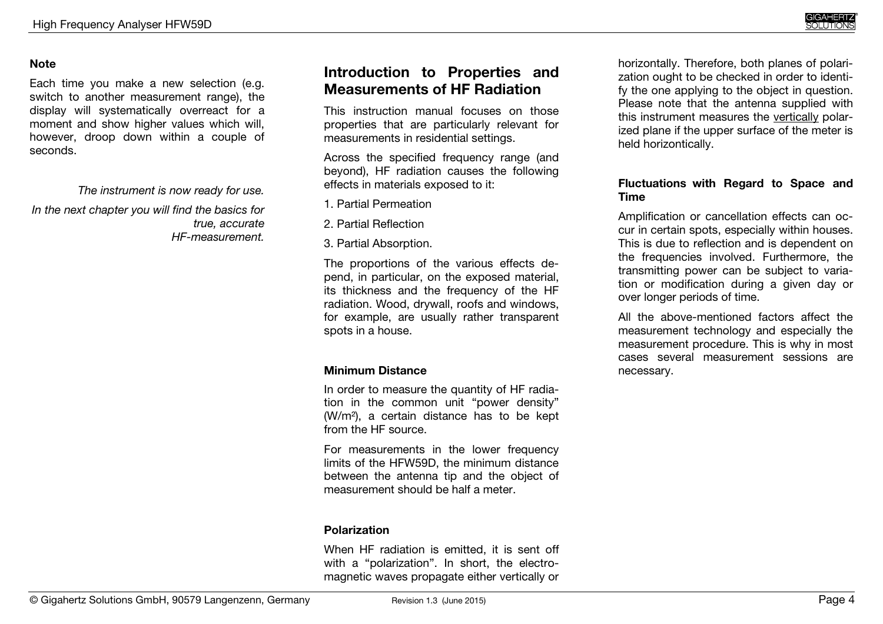**Note**

Each time you make a new selection (e.g. switch to another measurement range), the display will systematically overreact for a moment and show higher values which will, however, droop down within a couple of seconds.

*The instrument is now ready for use.*

*In the next chapter you will find the basics for true, accurate HF-measurement.*

## Introduction to Properties and Measurements of HF Radiation

This instruction manual focuses on those properties that are particularly relevant for measurements in residential settings.

Across the specified frequency range (and beyond), HF radiation causes the following effects in materials exposed to it:

1. Partial Permeation
2. Partial Reflection
3. Partial Absorption.

The proportions of the various effects depend, in particular, on the exposed material, its thickness and the frequency of the HF radiation. Wood, drywall, roofs and windows, for example, are usually rather transparent spots in a house.

### Minimum Distance

In order to measure the quantity of HF radiation in the common unit "power density" ($W/m^2$), a certain distance has to be kept from the HF source.

For measurements in the lower frequency limits of the HFW59D, the minimum distance between the antenna tip and the object of measurement should be half a meter.

### Polarization

When HF radiation is emitted, it is sent off with a "polarization". In short, the electromagnetic waves propagate either vertically or horizontally. Therefore, both planes of polarization ought to be checked in order to identify the one applying to the object in question. Please note that the antenna supplied with this instrument measures the <u>vertically</u> polarized plane if the upper surface of the meter is held horizontically.

### Fluctuations with Regard to Space and Time

Amplification or cancellation effects can occur in certain spots, especially within houses. This is due to reflection and is dependent on the frequencies involved. Furthermore, the transmitting power can be subject to variation or modification during a given day or over longer periods of time.

All the above-mentioned factors affect the measurement technology and especially the measurement procedure. This is why in most cases several measurement sessions are necessary.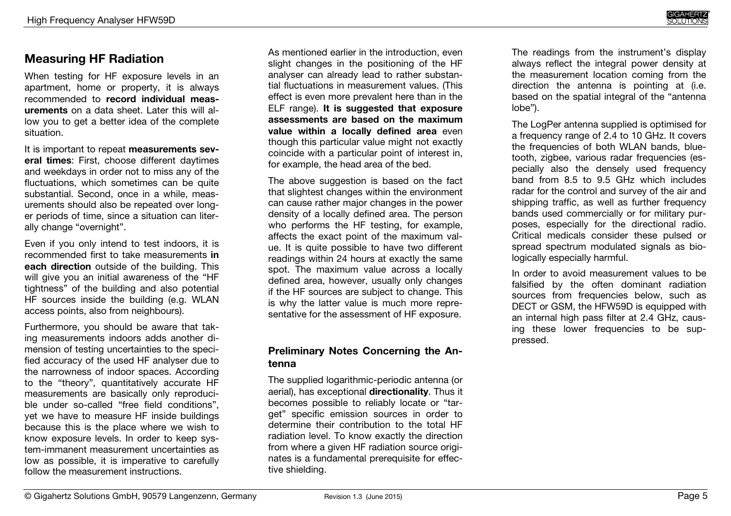## Measuring HF Radiation

When testing for HF exposure levels in an apartment, home or property, it is always recommended to **record individual measurements** on a data sheet. Later this will allow you to get a better idea of the complete situation.

It is important to repeat **measurements several times**: First, choose different daytimes and weekdays in order not to miss any of the fluctuations, which sometimes can be quite substantial. Second, once in a while, measurements should also be repeated over longer periods of time, since a situation can literally change "overnight".

Even if you only intend to test indoors, it is recommended first to take measurements **in each direction** outside of the building. This will give you an initial awareness of the "HF tightness" of the building and also potential HF sources inside the building (e.g. WLAN access points, also from neighbours).

Furthermore, you should be aware that taking measurements indoors adds another dimension of testing uncertainties to the specified accuracy of the used HF analyser due to the narrowness of indoor spaces. According to the "theory", quantitatively accurate HF measurements are basically only reproducible under so-called "free field conditions", yet we have to measure HF inside buildings because this is the place where we wish to know exposure levels. In order to keep system-immanent measurement uncertainties as low as possible, it is imperative to carefully follow the measurement instructions.

As mentioned earlier in the introduction, even slight changes in the positioning of the HF analyser can already lead to rather substantial fluctuations in measurement values. (This effect is even more prevalent here than in the ELF range). **It is suggested that exposure assessments are based on the maximum value within a locally defined area** even though this particular value might not exactly coincide with a particular point of interest in, for example, the head area of the bed.

The above suggestion is based on the fact that slightest changes within the environment can cause rather major changes in the power density of a locally defined area. The person who performs the HF testing, for example, affects the exact point of the maximum value. It is quite possible to have two different readings within 24 hours at exactly the same spot. The maximum value across a locally defined area, however, usually only changes if the HF sources are subject to change. This is why the latter value is much more representative for the assessment of HF exposure.

### Preliminary Notes Concerning the Antenna

The supplied logarithmic-periodic antenna (or aerial), has exceptional **directionality**. Thus it becomes possible to reliably locate or "target" specific emission sources in order to determine their contribution to the total HF radiation level. To know exactly the direction from where a given HF radiation source originates is a fundamental prerequisite for effective shielding.

The readings from the instrument's display always reflect the integral power density at the measurement location coming from the direction the antenna is pointing at (i.e. based on the spatial integral of the "antenna lobe").

The LogPer antenna supplied is optimised for a frequency range of 2.4 to 10 GHz. It covers the frequencies of both WLAN bands, bluetooth, zigbee, various radar frequencies (especially also the densely used frequency band from 8.5 to 9.5 GHz which includes radar for the control and survey of the air and shipping traffic, as well as further frequency bands used commercially or for military purposes, especially for the directional radio. Critical medicals consider these pulsed or spread spectrum modulated signals as biologically especially harmful.

In order to avoid measurement values to be falsified by the often dominant radiation sources from frequencies below, such as DECT or GSM, the HFW59D is equipped with an internal high pass filter at 2.4 GHz, causing these lower frequencies to be suppressed.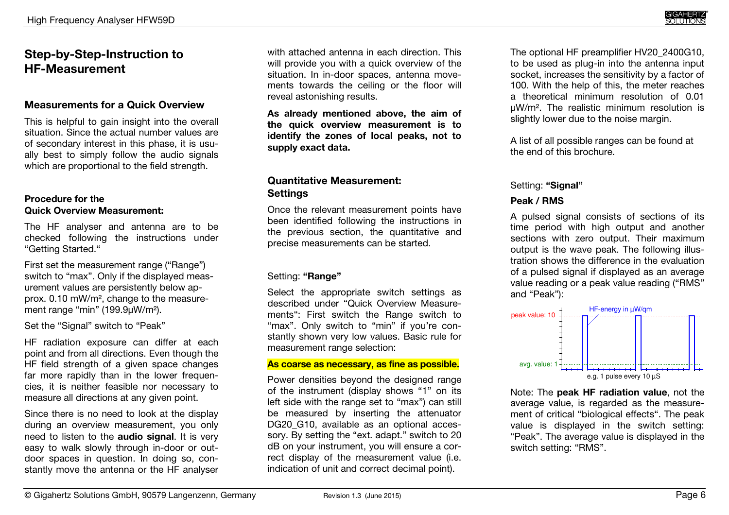# Step-by-Step-Instruction to HF-Measurement

## Measurements for a Quick Overview

This is helpful to gain insight into the overall situation. Since the actual number values are of secondary interest in this phase, it is usually best to simply follow the audio signals which are proportional to the field strength.

### Procedure for the Quick Overview Measurement:

The HF analyser and antenna are to be checked following the instructions under "Getting Started."

First set the measurement range ("Range") switch to "max". Only if the displayed measurement values are persistently below approx. 0.10 mW/m², change to the measurement range "min" (199.9µW/m²).

Set the "Signal" switch to "Peak"

HF radiation exposure can differ at each point and from all directions. Even though the HF field strength of a given space changes far more rapidly than in the lower frequencies, it is neither feasible nor necessary to measure all directions at any given point.

Since there is no need to look at the display during an overview measurement, you only need to listen to the **audio signal**. It is very easy to walk slowly through in-door or outdoor spaces in question. In doing so, constantly move the antenna or the HF analyser with attached antenna in each direction. This will provide you with a quick overview of the situation. In in-door spaces, antenna movements towards the ceiling or the floor will reveal astonishing results.

**As already mentioned above, the aim of the quick overview measurement is to identify the zones of local peaks, not to supply exact data.**

## Quantitative Measurement: Settings

Once the relevant measurement points have been identified following the instructions in the previous section, the quantitative and precise measurements can be started.

Setting: **"Range"**

Select the appropriate switch settings as described under "Quick Overview Measurements": First switch the Range switch to "max". Only switch to "min" if you're constantly shown very low values. Basic rule for measurement range selection:

**As coarse as necessary, as fine as possible.**

Power densities beyond the designed range of the instrument (display shows "1" on its left side with the range set to "max") can still be measured by inserting the attenuator DG20_G10, available as an optional accessory. By setting the "ext. adapt." switch to 20 dB on your instrument, you will ensure a correct display of the measurement value (i.e. indication of unit and correct decimal point).

The optional HF preamplifier HV20_2400G10, to be used as plug-in into the antenna input socket, increases the sensitivity by a factor of 100. With the help of this, the meter reaches a theoretical minimum resolution of 0.01 µW/m². The realistic minimum resolution is slightly lower due to the noise margin.

A list of all possible ranges can be found at the end of this brochure.

Setting: **"Signal"**

### Peak / RMS

A pulsed signal consists of sections of its time period with high output and another sections with zero output. Their maximum output is the wave peak. The following illustration shows the difference in the evaluation of a pulsed signal if displayed as an average value reading or a peak value reading ("RMS" and "Peak"):

peak value: 10 — HF-energy in µW/qm — avg. value: 1 — e.g. 1 pulse every 10 µS

Note: The **peak HF radiation value**, not the average value, is regarded as the measurement of critical "biological effects". The peak value is displayed in the switch setting: "Peak". The average value is displayed in the switch setting: "RMS".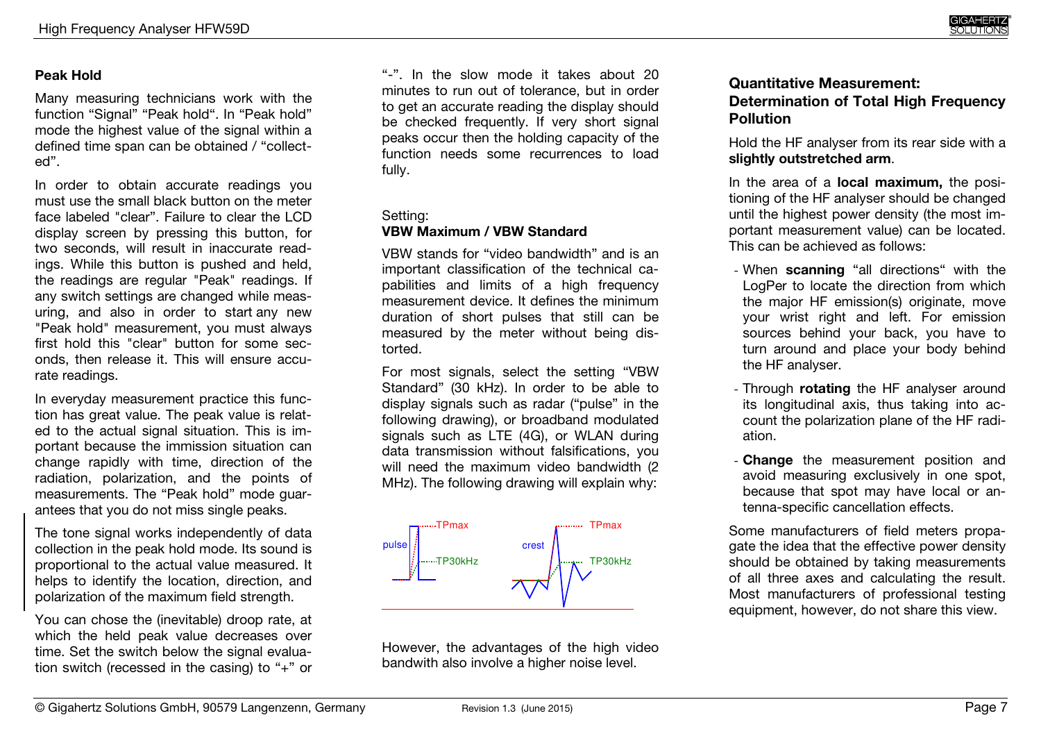### Peak Hold

Many measuring technicians work with the function "Signal" "Peak hold". In "Peak hold" mode the highest value of the signal within a defined time span can be obtained / "collected".

In order to obtain accurate readings you must use the small black button on the meter face labeled "clear". Failure to clear the LCD display screen by pressing this button, for two seconds, will result in inaccurate readings. While this button is pushed and held, the readings are regular "Peak" readings. If any switch settings are changed while measuring, and also in order to start any new "Peak hold" measurement, you must always first hold this "clear" button for some seconds, then release it. This will ensure accurate readings.

In everyday measurement practice this function has great value. The peak value is related to the actual signal situation. This is important because the immission situation can change rapidly with time, direction of the radiation, polarization, and the points of measurements. The "Peak hold" mode guarantees that you do not miss single peaks.

The tone signal works independently of data collection in the peak hold mode. Its sound is proportional to the actual value measured. It helps to identify the location, direction, and polarization of the maximum field strength.

You can chose the (inevitable) droop rate, at which the held peak value decreases over time. Set the switch below the signal evaluation switch (recessed in the casing) to "+" or "-". In the slow mode it takes about 20 minutes to run out of tolerance, but in order to get an accurate reading the display should be checked frequently. If very short signal peaks occur then the holding capacity of the function needs some recurrences to load fully.

Setting:
**VBW Maximum / VBW Standard**

VBW stands for "video bandwidth" and is an important classification of the technical capabilities and limits of a high frequency measurement device. It defines the minimum duration of short pulses that still can be measured by the meter without being distorted.

For most signals, select the setting "VBW Standard" (30 kHz). In order to be able to display signals such as radar ("pulse" in the following drawing), or broadband modulated signals such as LTE (4G), or WLAN during data transmission without falsifications, you will need the maximum video bandwidth (2 MHz). The following drawing will explain why:

pulse — TPmax — TP30kHz &nbsp;&nbsp;&nbsp; crest — TPmax — TP30kHz

However, the advantages of the high video bandwith also involve a higher noise level.

### Quantitative Measurement: Determination of Total High Frequency Pollution

Hold the HF analyser from its rear side with a **slightly outstretched arm**.

In the area of a **local maximum,** the positioning of the HF analyser should be changed until the highest power density (the most important measurement value) can be located. This can be achieved as follows:

- When **scanning** "all directions" with the LogPer to locate the direction from which the major HF emission(s) originate, move your wrist right and left. For emission sources behind your back, you have to turn around and place your body behind the HF analyser.
- Through **rotating** the HF analyser around its longitudinal axis, thus taking into account the polarization plane of the HF radiation.
- **Change** the measurement position and avoid measuring exclusively in one spot, because that spot may have local or antenna-specific cancellation effects.

Some manufacturers of field meters propagate the idea that the effective power density should be obtained by taking measurements of all three axes and calculating the result. Most manufacturers of professional testing equipment, however, do not share this view.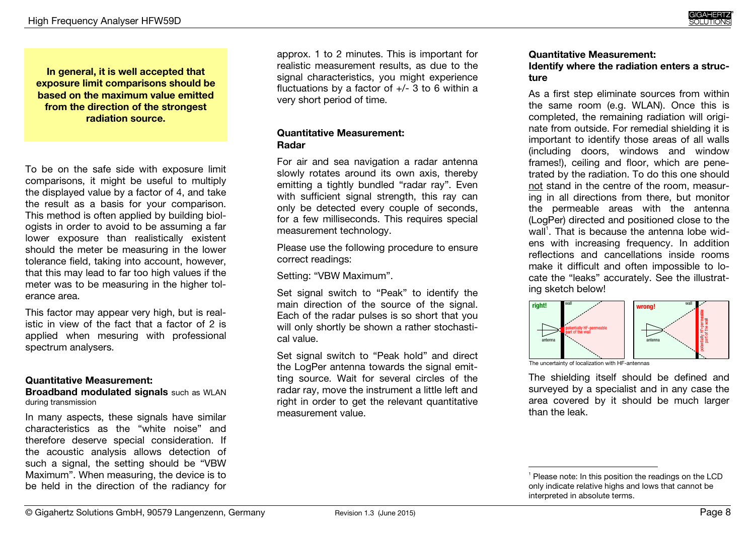**In general, it is well accepted that exposure limit comparisons should be based on the maximum value emitted from the direction of the strongest radiation source.**

To be on the safe side with exposure limit comparisons, it might be useful to multiply the displayed value by a factor of 4, and take the result as a basis for your comparison. This method is often applied by building biologists in order to avoid to be assuming a far lower exposure than realistically existent should the meter be measuring in the lower tolerance field, taking into account, however, that this may lead to far too high values if the meter was to be measuring in the higher tolerance area.

This factor may appear very high, but is realistic in view of the fact that a factor of 2 is applied when mesuring with professional spectrum analysers.

### Quantitative Measurement: Broadband modulated signals such as WLAN during transmission

In many aspects, these signals have similar characteristics as the "white noise" and therefore deserve special consideration. If the acoustic analysis allows detection of such a signal, the setting should be "VBW Maximum". When measuring, the device is to be held in the direction of the radiancy for approx. 1 to 2 minutes. This is important for realistic measurement results, as due to the signal characteristics, you might experience fluctuations by a factor of +/- 3 to 6 within a very short period of time.

### Quantitative Measurement: Radar

For air and sea navigation a radar antenna slowly rotates around its own axis, thereby emitting a tightly bundled "radar ray". Even with sufficient signal strength, this ray can only be detected every couple of seconds, for a few milliseconds. This requires special measurement technology.

Please use the following procedure to ensure correct readings:

Setting: "VBW Maximum".

Set signal switch to "Peak" to identify the main direction of the source of the signal. Each of the radar pulses is so short that you will only shortly be shown a rather stochastical value.

Set signal switch to "Peak hold" and direct the LogPer antenna towards the signal emitting source. Wait for several circles of the radar ray, move the instrument a little left and right in order to get the relevant quantitative measurement value.

### Quantitative Measurement: Identify where the radiation enters a structure

As a first step eliminate sources from within the same room (e.g. WLAN). Once this is completed, the remaining radiation will originate from outside. For remedial shielding it is important to identify those areas of all walls (including doors, windows and window frames!), ceiling and floor, which are penetrated by the radiation. To do this one should not stand in the centre of the room, measuring in all directions from there, but monitor the permeable areas with the antenna (LogPer) directed and positioned close to the wall[1]. That is because the antenna lobe widens with increasing frequency. In addition reflections and cancellations inside rooms make it difficult and often impossible to locate the "leaks" accurately. See the illustrating sketch below!

right! — wall — antenna — potentially HF-permeable part of the wall

wrong! — wall — antenna — potentially HF-permeable part of the wall

The uncertainty of localization with HF-antennas

The shielding itself should be defined and surveyed by a specialist and in any case the area covered by it should be much larger than the leak.

---

[1] Please note: In this position the readings on the LCD only indicate relative highs and lows that cannot be interpreted in absolute terms.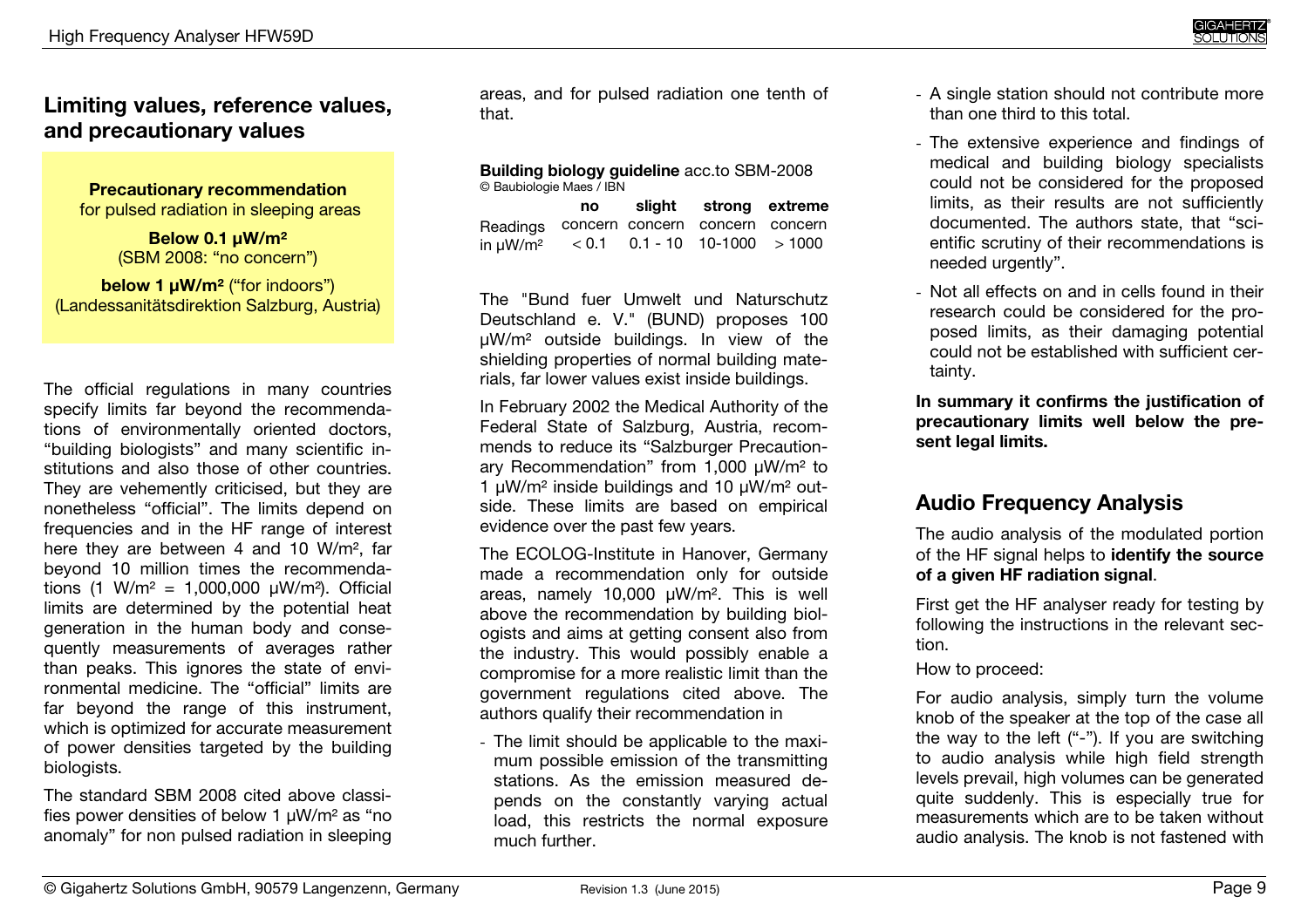## Limiting values, reference values, and precautionary values

**Precautionary recommendation**
for pulsed radiation in sleeping areas

**Below 0.1 µW/m²**
(SBM 2008: "no concern")

**below 1 µW/m²** ("for indoors")
(Landessanitätsdirektion Salzburg, Austria)

The official regulations in many countries specify limits far beyond the recommendations of environmentally oriented doctors, "building biologists" and many scientific institutions and also those of other countries. They are vehemently criticised, but they are nonetheless "official". The limits depend on frequencies and in the HF range of interest here they are between 4 and 10 W/m², far beyond 10 million times the recommendations (1 W/m² = 1,000,000 µW/m²). Official limits are determined by the potential heat generation in the human body and consequently measurements of averages rather than peaks. This ignores the state of environmental medicine. The "official" limits are far beyond the range of this instrument, which is optimized for accurate measurement of power densities targeted by the building biologists.

The standard SBM 2008 cited above classifies power densities of below 1 µW/m² as "no anomaly" for non pulsed radiation in sleeping areas, and for pulsed radiation one tenth of that.

**Building biology guideline** acc.to SBM-2008
© Baubiologie Maes / IBN

| | no concern | slight concern | strong concern | extreme concern |
|---|---|---|---|---|
| Readings in µW/m² | < 0.1 | 0.1 - 10 | 10-1000 | > 1000 |

The "Bund fuer Umwelt und Naturschutz Deutschland e. V." (BUND) proposes 100 µW/m² outside buildings. In view of the shielding properties of normal building materials, far lower values exist inside buildings.

In February 2002 the Medical Authority of the Federal State of Salzburg, Austria, recommends to reduce its "Salzburger Precautionary Recommendation" from 1,000 µW/m² to 1 µW/m² inside buildings and 10 µW/m² outside. These limits are based on empirical evidence over the past few years.

The ECOLOG-Institute in Hanover, Germany made a recommendation only for outside areas, namely 10,000 µW/m². This is well above the recommendation by building biologists and aims at getting consent also from the industry. This would possibly enable a compromise for a more realistic limit than the government regulations cited above. The authors qualify their recommendation in

- The limit should be applicable to the maximum possible emission of the transmitting stations. As the emission measured depends on the constantly varying actual load, this restricts the normal exposure much further.
- A single station should not contribute more than one third to this total.
- The extensive experience and findings of medical and building biology specialists could not be considered for the proposed limits, as their results are not sufficiently documented. The authors state, that "scientific scrutiny of their recommendations is needed urgently".
- Not all effects on and in cells found in their research could be considered for the proposed limits, as their damaging potential could not be established with sufficient certainty.

**In summary it confirms the justification of precautionary limits well below the present legal limits.**

## Audio Frequency Analysis

The audio analysis of the modulated portion of the HF signal helps to **identify the source of a given HF radiation signal**.

First get the HF analyser ready for testing by following the instructions in the relevant section.

How to proceed:

For audio analysis, simply turn the volume knob of the speaker at the top of the case all the way to the left ("-"). If you are switching to audio analysis while high field strength levels prevail, high volumes can be generated quite suddenly. This is especially true for measurements which are to be taken without audio analysis. The knob is not fastened with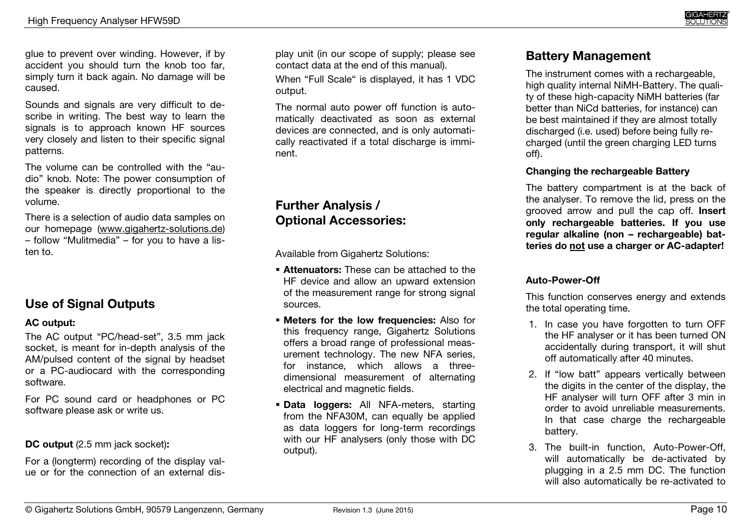glue to prevent over winding. However, if by accident you should turn the knob too far, simply turn it back again. No damage will be caused.

Sounds and signals are very difficult to describe in writing. The best way to learn the signals is to approach known HF sources very closely and listen to their specific signal patterns.

The volume can be controlled with the "audio" knob. Note: The power consumption of the speaker is directly proportional to the volume.

There is a selection of audio data samples on our homepage (www.gigahertz-solutions.de) – follow "Mulitmedia" – for you to have a listen to.

## Use of Signal Outputs

**AC output:**

The AC output "PC/head-set", 3.5 mm jack socket, is meant for in-depth analysis of the AM/pulsed content of the signal by headset or a PC-audiocard with the corresponding software.

For PC sound card or headphones or PC software please ask or write us.

**DC output** (2.5 mm jack socket)**:**

For a (longterm) recording of the display value or for the connection of an external display unit (in our scope of supply; please see contact data at the end of this manual).

When "Full Scale" is displayed, it has 1 VDC output.

The normal auto power off function is automatically deactivated as soon as external devices are connected, and is only automatically reactivated if a total discharge is imminent.

## Further Analysis / Optional Accessories:

Available from Gigahertz Solutions:

- **Attenuators:** These can be attached to the HF device and allow an upward extension of the measurement range for strong signal sources.
- **Meters for the low frequencies:** Also for this frequency range, Gigahertz Solutions offers a broad range of professional measurement technology. The new NFA series, for instance, which allows a three-dimensional measurement of alternating electrical and magnetic fields.
- **Data loggers:** All NFA-meters, starting from the NFA30M, can equally be applied as data loggers for long-term recordings with our HF analysers (only those with DC output).

## Battery Management

The instrument comes with a rechargeable, high quality internal NiMH-Battery. The quality of these high-capacity NiMH batteries (far better than NiCd batteries, for instance) can be best maintained if they are almost totally discharged (i.e. used) before being fully recharged (until the green charging LED turns off).

**Changing the rechargeable Battery**

The battery compartment is at the back of the analyser. To remove the lid, press on the grooved arrow and pull the cap off. **Insert only rechargeable batteries. If you use regular alkaline (non – rechargeable) batteries do <u>not</u> use a charger or AC-adapter!**

**Auto-Power-Off**

This function conserves energy and extends the total operating time.

1. In case you have forgotten to turn OFF the HF analyser or it has been turned ON accidentally during transport, it will shut off automatically after 40 minutes.
2. If "low batt" appears vertically between the digits in the center of the display, the HF analyser will turn OFF after 3 min in order to avoid unreliable measurements. In that case charge the rechargeable battery.
3. The built-in function, Auto-Power-Off, will automatically be de-activated by plugging in a 2.5 mm DC. The function will also automatically be re-activated to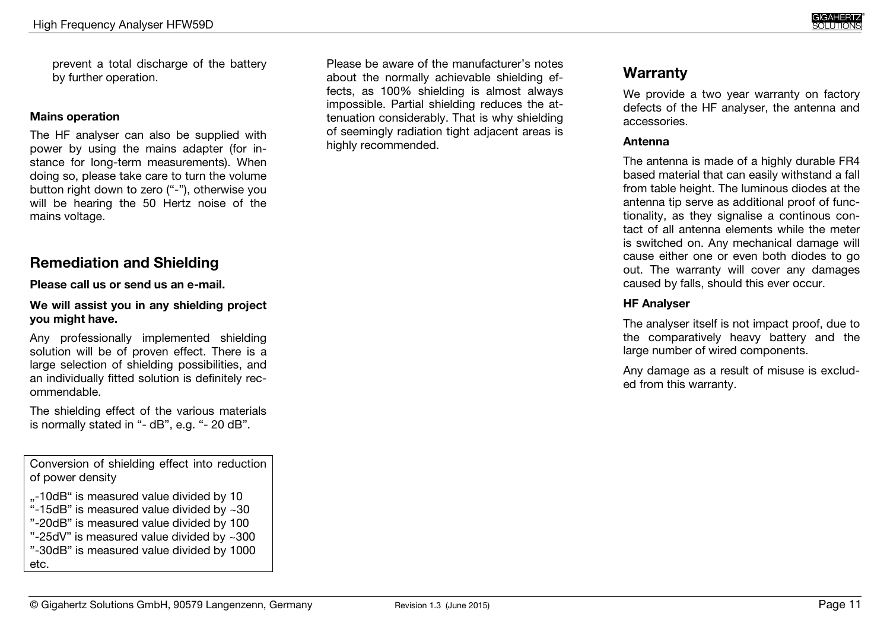prevent a total discharge of the battery by further operation.

#### Mains operation

The HF analyser can also be supplied with power by using the mains adapter (for instance for long-term measurements). When doing so, please take care to turn the volume button right down to zero (“-”), otherwise you will be hearing the 50 Hertz noise of the mains voltage.

## Remediation and Shielding

**Please call us or send us an e-mail.**

**We will assist you in any shielding project you might have.**

Any professionally implemented shielding solution will be of proven effect. There is a large selection of shielding possibilities, and an individually fitted solution is definitely recommendable.

The shielding effect of the various materials is normally stated in “- dB”, e.g. “- 20 dB”.

Conversion of shielding effect into reduction of power density

„-10dB“ is measured value divided by 10
“-15dB” is measured value divided by ~30
”-20dB” is measured value divided by 100
”-25dV” is measured value divided by ~300
”-30dB” is measured value divided by 1000
etc.

Please be aware of the manufacturer’s notes about the normally achievable shielding effects, as 100% shielding is almost always impossible. Partial shielding reduces the attenuation considerably. That is why shielding of seemingly radiation tight adjacent areas is highly recommended.

## Warranty

We provide a two year warranty on factory defects of the HF analyser, the antenna and accessories.

#### Antenna

The antenna is made of a highly durable FR4 based material that can easily withstand a fall from table height. The luminous diodes at the antenna tip serve as additional proof of functionality, as they signalise a continous contact of all antenna elements while the meter is switched on. Any mechanical damage will cause either one or even both diodes to go out. The warranty will cover any damages caused by falls, should this ever occur.

#### HF Analyser

The analyser itself is not impact proof, due to the comparatively heavy battery and the large number of wired components.

Any damage as a result of misuse is excluded from this warranty.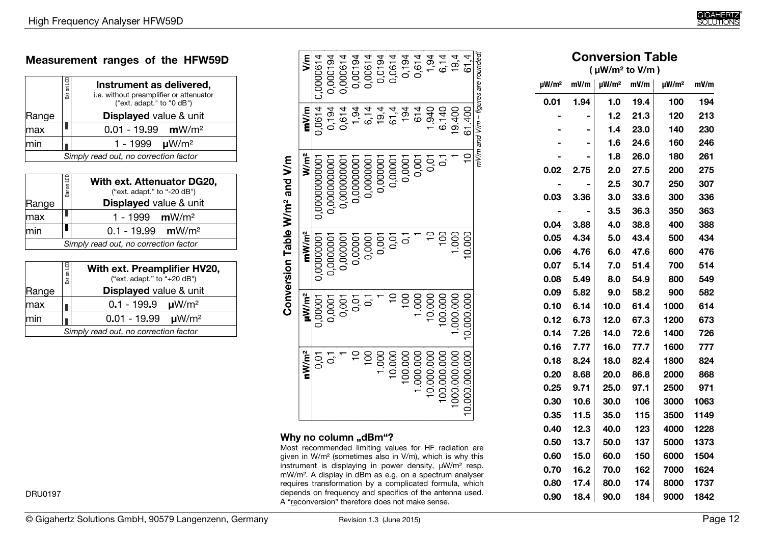## Measurement ranges of the HFW59D

| Range | Bar on LCD | Instrument as delivered, i.e. without preamplifier or attenuator ("ext. adapt." to "0 dB") Displayed value & unit |
|---|---|---|
| max | ▌ | 0.01 - 19.99 **m**W/m² |
| min | ▖ | 1 - 1999 **µ**W/m² |
| *Simply read out, no correction factor* | | |

| Range | Bar on LCD | With ext. Attenuator DG20, ("ext. adapt." to "-20 dB") Displayed value & unit |
|---|---|---|
| max | ▌ | 1 - 1999 **m**W/m² |
| min | ▌ | 0.1 - 19.99 **m**W/m² |
| *Simply read out, no correction factor* | | |

| Range | Bar on LCD | With ext. Preamplifier HV20, ("ext. adapt." to "+20 dB") Displayed value & unit |
|---|---|---|
| max | ▖ | 0.1 - 199.9 **µ**W/m² |
| min | ▖ | 0.01 - 19.99 **µ**W/m² |
| *Simply read out, no correction factor* | | |

DRU0197

## Conversion Table W/m² and V/m

| **n**W/m² | **µ**W/m² | **m**W/m² | **W/m²** | **m**V/m | **V/m** |
|---|---|---|---|---|---|
| 0,01 | 0,00001 | 0,00000001 | 0,00000000001 | 0,0614 | 0,0000614 |
| 0,1 | 0,0001 | 0,0000001 | 0,0000000001 | 0,194 | 0,000194 |
| 1 | 0,001 | 0,000001 | 0,000000001 | 0,614 | 0,000614 |
| 10 | 0,01 | 0,00001 | 0,00000001 | 1,94 | 0,00194 |
| 100 | 0,1 | 0,0001 | 0,0000001 | 6,14 | 0,00614 |
| 1.000 | 1 | 0,001 | 0,000001 | 19,4 | 0,0194 |
| 10.000 | 10 | 0,01 | 0,00001 | 61,4 | 0,0614 |
| 100.000 | 100 | 0,1 | 0,0001 | 194 | 0,194 |
| 1.000.000 | 1.000 | 1 | 0,001 | 614 | 0,614 |
| 10.000.000 | 10.000 | 10 | 0,01 | 1.940 | 1,94 |
| 100.000.000 | 100.000 | 100 | 0,1 | 6.140 | 6,14 |
| 1000.000.000 | 1.000.000 | 1.000 | 1 | 19.400 | 19,4 |
| 10.000.000.000 | 10.000.000 | 10.000 | 10 | 61.400 | 61,4 |

*mV/m and V/m – figures are rounded!*

### Why no column „dBm"?

Most recommended limiting values for HF radiation are given in W/m² (sometimes also in V/m), which is why this instrument is displaying in power density, µW/m² resp. mW/m². A display in dBm as e.g. on a spectrum analyser requires transformation by a complicated formula, which depends on frequency and specifics of the antenna used. A "reconversion" therefore does not make sense.

## Conversion Table

**( µW/m² to V/m )**

| µW/m² | mV/m | µW/m² | mV/m | µW/m² | mV/m |
|---|---|---|---|---|---|
| 0.01 | 1.94 | 1.0 | 19.4 | 100 | 194 |
| - | - | 1.2 | 21.3 | 120 | 213 |
| - | - | 1.4 | 23.0 | 140 | 230 |
| - | - | 1.6 | 24.6 | 160 | 246 |
| - | - | 1.8 | 26.0 | 180 | 261 |
| 0.02 | 2.75 | 2.0 | 27.5 | 200 | 275 |
| - | - | 2.5 | 30.7 | 250 | 307 |
| 0.03 | 3.36 | 3.0 | 33.6 | 300 | 336 |
| - | - | 3.5 | 36.3 | 350 | 363 |
| 0.04 | 3.88 | 4.0 | 38.8 | 400 | 388 |
| 0.05 | 4.34 | 5.0 | 43.4 | 500 | 434 |
| 0.06 | 4.76 | 6.0 | 47.6 | 600 | 476 |
| 0.07 | 5.14 | 7.0 | 51.4 | 700 | 514 |
| 0.08 | 5.49 | 8.0 | 54.9 | 800 | 549 |
| 0.09 | 5.82 | 9.0 | 58.2 | 900 | 582 |
| 0.10 | 6.14 | 10.0 | 61.4 | 1000 | 614 |
| 0.12 | 6.73 | 12.0 | 67.3 | 1200 | 673 |
| 0.14 | 7.26 | 14.0 | 72.6 | 1400 | 726 |
| 0.16 | 7.77 | 16.0 | 77.7 | 1600 | 777 |
| 0.18 | 8.24 | 18.0 | 82.4 | 1800 | 824 |
| 0.20 | 8.68 | 20.0 | 86.8 | 2000 | 868 |
| 0.25 | 9.71 | 25.0 | 97.1 | 2500 | 971 |
| 0.30 | 10.6 | 30.0 | 106 | 3000 | 1063 |
| 0.35 | 11.5 | 35.0 | 115 | 3500 | 1149 |
| 0.40 | 12.3 | 40.0 | 123 | 4000 | 1228 |
| 0.50 | 13.7 | 50.0 | 137 | 5000 | 1373 |
| 0.60 | 15.0 | 60.0 | 150 | 6000 | 1504 |
| 0.70 | 16.2 | 70.0 | 162 | 7000 | 1624 |
| 0.80 | 17.4 | 80.0 | 174 | 8000 | 1737 |
| 0.90 | 18.4 | 90.0 | 184 | 9000 | 1842 |